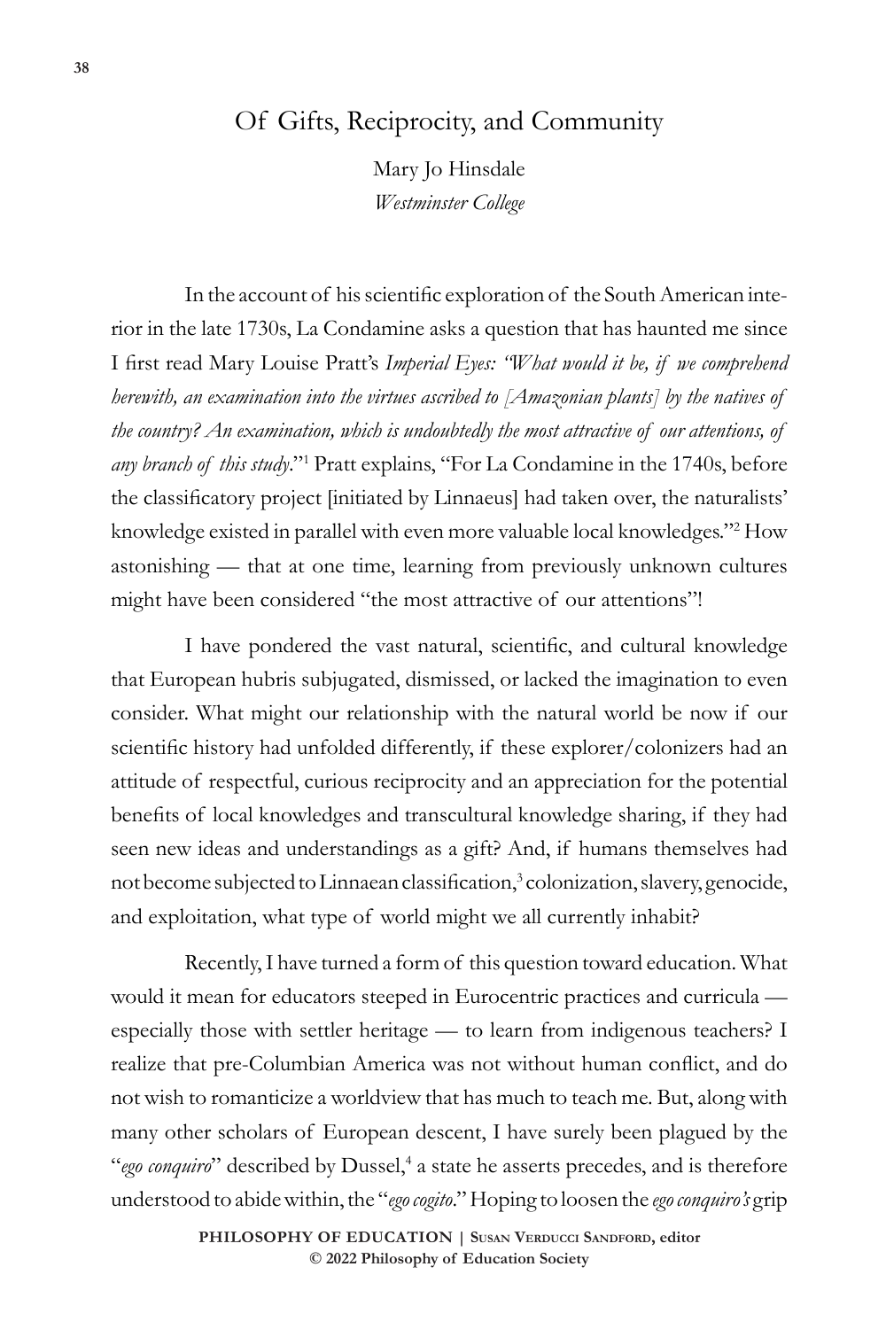# Of Gifts, Reciprocity, and Community

Mary Jo Hinsdale
*Westminster College*

In the account of his scientific exploration of the South American interior in the late 1730s, La Condamine asks a question that has haunted me since I first read Mary Louise Pratt's *Imperial Eyes: "What would it be, if we comprehend herewith, an examination into the virtues ascribed to [Amazonian plants] by the natives of the country? An examination, which is undoubtedly the most attractive of our attentions, of any branch of this study*."[1] Pratt explains, "For La Condamine in the 1740s, before the classificatory project [initiated by Linnaeus] had taken over, the naturalists' knowledge existed in parallel with even more valuable local knowledges."[2] How astonishing — that at one time, learning from previously unknown cultures might have been considered "the most attractive of our attentions"!

I have pondered the vast natural, scientific, and cultural knowledge that European hubris subjugated, dismissed, or lacked the imagination to even consider. What might our relationship with the natural world be now if our scientific history had unfolded differently, if these explorer/colonizers had an attitude of respectful, curious reciprocity and an appreciation for the potential benefits of local knowledges and transcultural knowledge sharing, if they had seen new ideas and understandings as a gift? And, if humans themselves had not become subjected to Linnaean classification,[3] colonization, slavery, genocide, and exploitation, what type of world might we all currently inhabit?

Recently, I have turned a form of this question toward education. What would it mean for educators steeped in Eurocentric practices and curricula — especially those with settler heritage — to learn from indigenous teachers? I realize that pre-Columbian America was not without human conflict, and do not wish to romanticize a worldview that has much to teach me. But, along with many other scholars of European descent, I have surely been plagued by the "*ego conquiro*" described by Dussel,[4] a state he asserts precedes, and is therefore understood to abide within, the "*ego cogito*." Hoping to loosen the *ego conquiro's* grip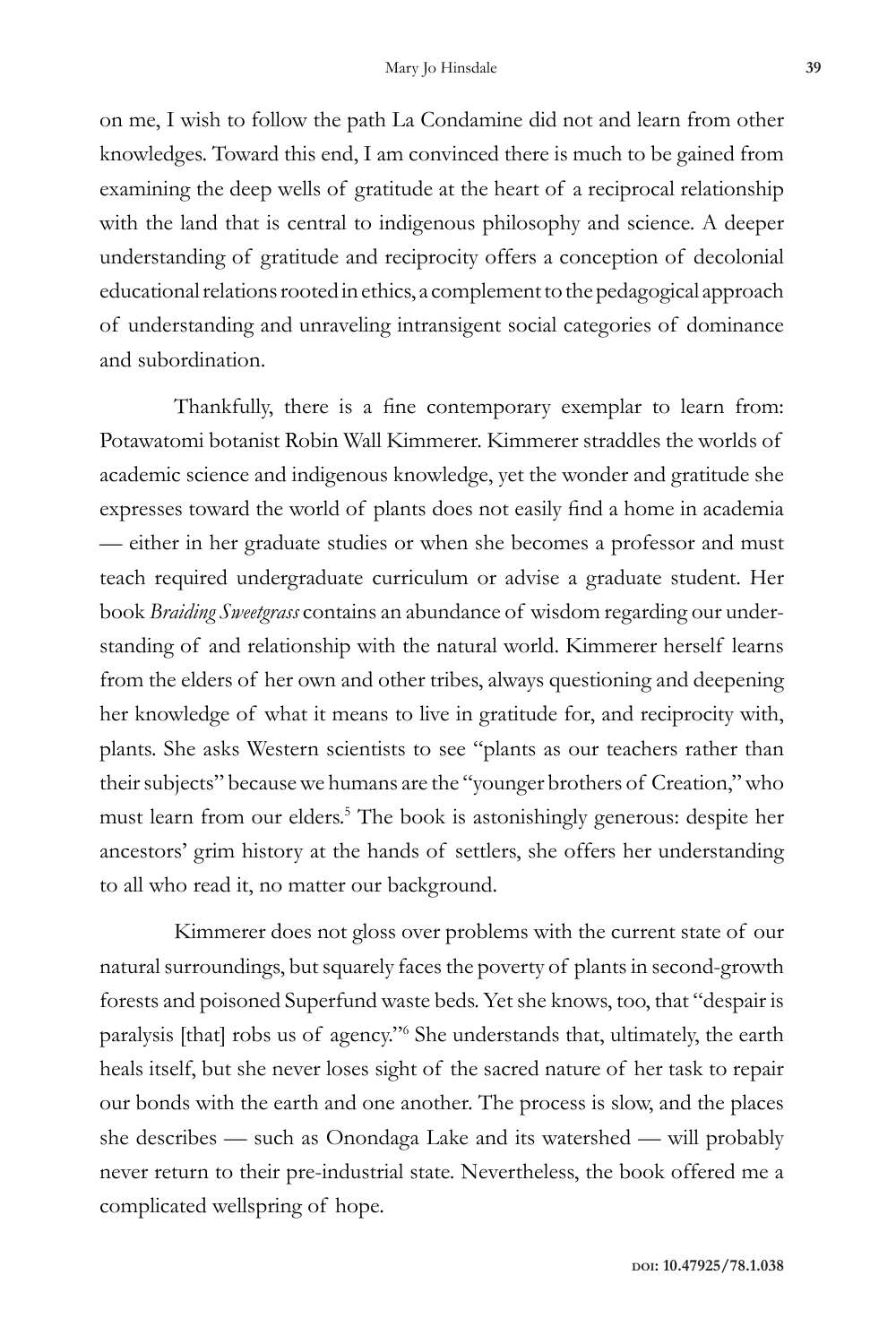on me, I wish to follow the path La Condamine did not and learn from other knowledges. Toward this end, I am convinced there is much to be gained from examining the deep wells of gratitude at the heart of a reciprocal relationship with the land that is central to indigenous philosophy and science. A deeper understanding of gratitude and reciprocity offers a conception of decolonial educational relations rooted in ethics, a complement to the pedagogical approach of understanding and unraveling intransigent social categories of dominance and subordination.

Thankfully, there is a fine contemporary exemplar to learn from: Potawatomi botanist Robin Wall Kimmerer. Kimmerer straddles the worlds of academic science and indigenous knowledge, yet the wonder and gratitude she expresses toward the world of plants does not easily find a home in academia — either in her graduate studies or when she becomes a professor and must teach required undergraduate curriculum or advise a graduate student. Her book *Braiding Sweetgrass* contains an abundance of wisdom regarding our understanding of and relationship with the natural world. Kimmerer herself learns from the elders of her own and other tribes, always questioning and deepening her knowledge of what it means to live in gratitude for, and reciprocity with, plants. She asks Western scientists to see "plants as our teachers rather than their subjects" because we humans are the "younger brothers of Creation," who must learn from our elders.[5] The book is astonishingly generous: despite her ancestors' grim history at the hands of settlers, she offers her understanding to all who read it, no matter our background.

Kimmerer does not gloss over problems with the current state of our natural surroundings, but squarely faces the poverty of plants in second-growth forests and poisoned Superfund waste beds. Yet she knows, too, that "despair is paralysis [that] robs us of agency."[6] She understands that, ultimately, the earth heals itself, but she never loses sight of the sacred nature of her task to repair our bonds with the earth and one another. The process is slow, and the places she describes — such as Onondaga Lake and its watershed — will probably never return to their pre-industrial state. Nevertheless, the book offered me a complicated wellspring of hope.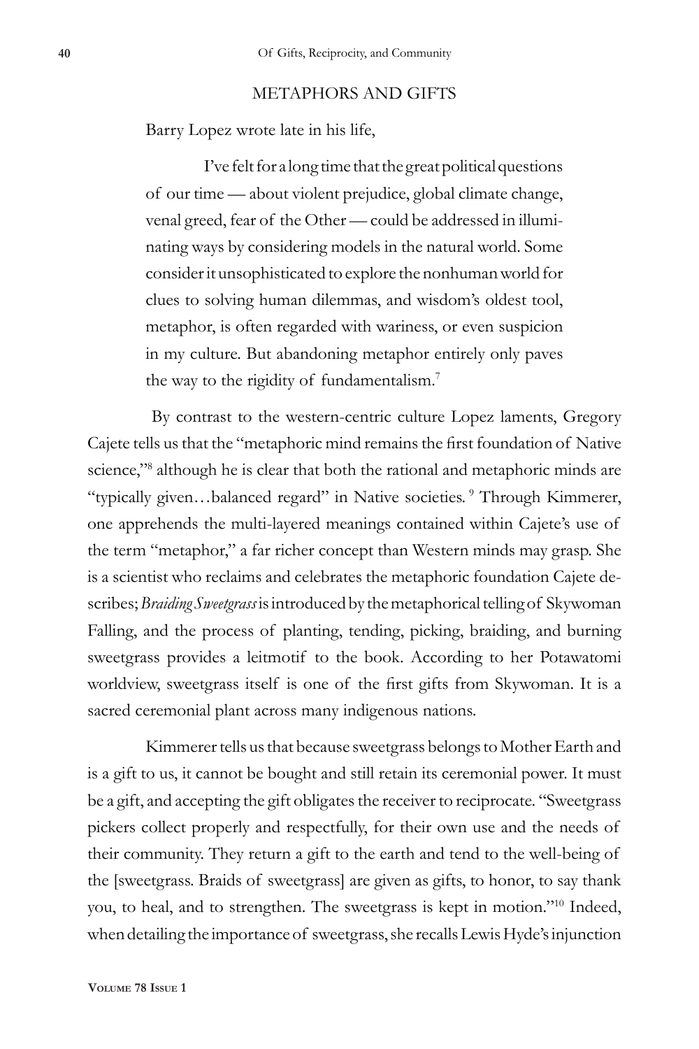## METAPHORS AND GIFTS

Barry Lopez wrote late in his life,

> I've felt for a long time that the great political questions of our time — about violent prejudice, global climate change, venal greed, fear of the Other — could be addressed in illuminating ways by considering models in the natural world. Some consider it unsophisticated to explore the nonhuman world for clues to solving human dilemmas, and wisdom's oldest tool, metaphor, is often regarded with wariness, or even suspicion in my culture. But abandoning metaphor entirely only paves the way to the rigidity of fundamentalism.[7]

By contrast to the western-centric culture Lopez laments, Gregory Cajete tells us that the "metaphoric mind remains the first foundation of Native science,"[8] although he is clear that both the rational and metaphoric minds are "typically given…balanced regard" in Native societies.[9] Through Kimmerer, one apprehends the multi-layered meanings contained within Cajete's use of the term "metaphor," a far richer concept than Western minds may grasp. She is a scientist who reclaims and celebrates the metaphoric foundation Cajete describes; *Braiding Sweetgrass* is introduced by the metaphorical telling of Skywoman Falling, and the process of planting, tending, picking, braiding, and burning sweetgrass provides a leitmotif to the book. According to her Potawatomi worldview, sweetgrass itself is one of the first gifts from Skywoman. It is a sacred ceremonial plant across many indigenous nations.

Kimmerer tells us that because sweetgrass belongs to Mother Earth and is a gift to us, it cannot be bought and still retain its ceremonial power. It must be a gift, and accepting the gift obligates the receiver to reciprocate. "Sweetgrass pickers collect properly and respectfully, for their own use and the needs of their community. They return a gift to the earth and tend to the well-being of the [sweetgrass. Braids of sweetgrass] are given as gifts, to honor, to say thank you, to heal, and to strengthen. The sweetgrass is kept in motion."[10] Indeed, when detailing the importance of sweetgrass, she recalls Lewis Hyde's injunction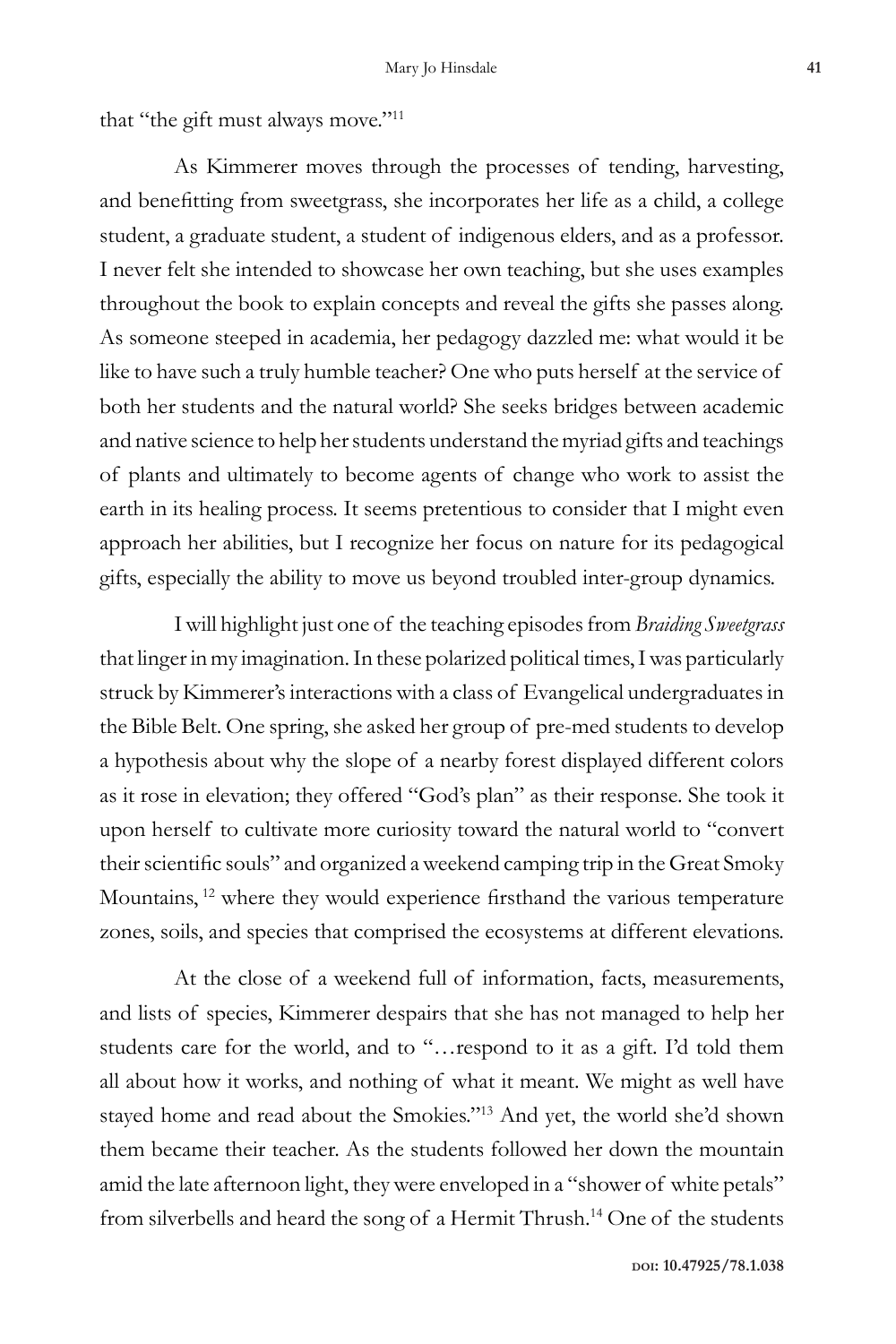that "the gift must always move."[11]

As Kimmerer moves through the processes of tending, harvesting, and benefitting from sweetgrass, she incorporates her life as a child, a college student, a graduate student, a student of indigenous elders, and as a professor. I never felt she intended to showcase her own teaching, but she uses examples throughout the book to explain concepts and reveal the gifts she passes along. As someone steeped in academia, her pedagogy dazzled me: what would it be like to have such a truly humble teacher? One who puts herself at the service of both her students and the natural world? She seeks bridges between academic and native science to help her students understand the myriad gifts and teachings of plants and ultimately to become agents of change who work to assist the earth in its healing process. It seems pretentious to consider that I might even approach her abilities, but I recognize her focus on nature for its pedagogical gifts, especially the ability to move us beyond troubled inter-group dynamics.

I will highlight just one of the teaching episodes from *Braiding Sweetgrass* that linger in my imagination. In these polarized political times, I was particularly struck by Kimmerer's interactions with a class of Evangelical undergraduates in the Bible Belt. One spring, she asked her group of pre-med students to develop a hypothesis about why the slope of a nearby forest displayed different colors as it rose in elevation; they offered "God's plan" as their response. She took it upon herself to cultivate more curiosity toward the natural world to "convert their scientific souls" and organized a weekend camping trip in the Great Smoky Mountains, [12] where they would experience firsthand the various temperature zones, soils, and species that comprised the ecosystems at different elevations.

At the close of a weekend full of information, facts, measurements, and lists of species, Kimmerer despairs that she has not managed to help her students care for the world, and to "…respond to it as a gift. I'd told them all about how it works, and nothing of what it meant. We might as well have stayed home and read about the Smokies."[13] And yet, the world she'd shown them became their teacher. As the students followed her down the mountain amid the late afternoon light, they were enveloped in a "shower of white petals" from silverbells and heard the song of a Hermit Thrush.[14] One of the students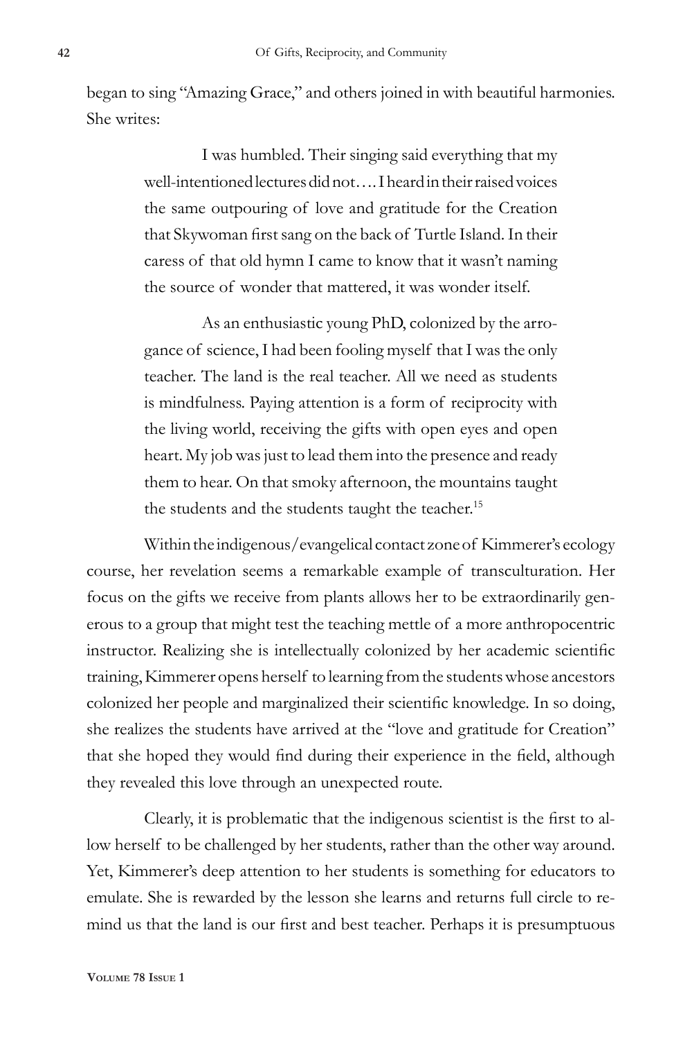began to sing "Amazing Grace," and others joined in with beautiful harmonies. She writes:

> I was humbled. Their singing said everything that my well-intentioned lectures did not…. I heard in their raised voices the same outpouring of love and gratitude for the Creation that Skywoman first sang on the back of Turtle Island. In their caress of that old hymn I came to know that it wasn't naming the source of wonder that mattered, it was wonder itself.
>
> As an enthusiastic young PhD, colonized by the arrogance of science, I had been fooling myself that I was the only teacher. The land is the real teacher. All we need as students is mindfulness. Paying attention is a form of reciprocity with the living world, receiving the gifts with open eyes and open heart. My job was just to lead them into the presence and ready them to hear. On that smoky afternoon, the mountains taught the students and the students taught the teacher.[15]

Within the indigenous/evangelical contact zone of Kimmerer's ecology course, her revelation seems a remarkable example of transculturation. Her focus on the gifts we receive from plants allows her to be extraordinarily generous to a group that might test the teaching mettle of a more anthropocentric instructor. Realizing she is intellectually colonized by her academic scientific training, Kimmerer opens herself to learning from the students whose ancestors colonized her people and marginalized their scientific knowledge. In so doing, she realizes the students have arrived at the "love and gratitude for Creation" that she hoped they would find during their experience in the field, although they revealed this love through an unexpected route.

Clearly, it is problematic that the indigenous scientist is the first to allow herself to be challenged by her students, rather than the other way around. Yet, Kimmerer's deep attention to her students is something for educators to emulate. She is rewarded by the lesson she learns and returns full circle to remind us that the land is our first and best teacher. Perhaps it is presumptuous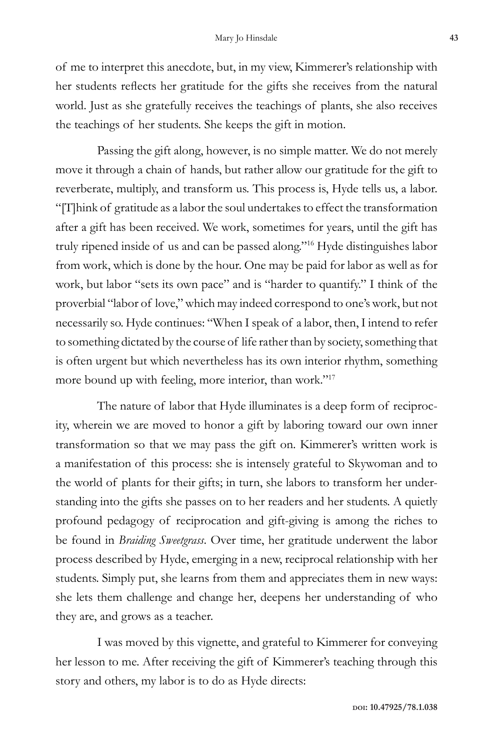of me to interpret this anecdote, but, in my view, Kimmerer's relationship with her students reflects her gratitude for the gifts she receives from the natural world. Just as she gratefully receives the teachings of plants, she also receives the teachings of her students. She keeps the gift in motion.

Passing the gift along, however, is no simple matter. We do not merely move it through a chain of hands, but rather allow our gratitude for the gift to reverberate, multiply, and transform us. This process is, Hyde tells us, a labor. "[T]hink of gratitude as a labor the soul undertakes to effect the transformation after a gift has been received. We work, sometimes for years, until the gift has truly ripened inside of us and can be passed along."[16] Hyde distinguishes labor from work, which is done by the hour. One may be paid for labor as well as for work, but labor "sets its own pace" and is "harder to quantify." I think of the proverbial "labor of love," which may indeed correspond to one's work, but not necessarily so. Hyde continues: "When I speak of a labor, then, I intend to refer to something dictated by the course of life rather than by society, something that is often urgent but which nevertheless has its own interior rhythm, something more bound up with feeling, more interior, than work."[17]

The nature of labor that Hyde illuminates is a deep form of reciprocity, wherein we are moved to honor a gift by laboring toward our own inner transformation so that we may pass the gift on. Kimmerer's written work is a manifestation of this process: she is intensely grateful to Skywoman and to the world of plants for their gifts; in turn, she labors to transform her understanding into the gifts she passes on to her readers and her students. A quietly profound pedagogy of reciprocation and gift-giving is among the riches to be found in *Braiding Sweetgrass*. Over time, her gratitude underwent the labor process described by Hyde, emerging in a new, reciprocal relationship with her students. Simply put, she learns from them and appreciates them in new ways: she lets them challenge and change her, deepens her understanding of who they are, and grows as a teacher.

I was moved by this vignette, and grateful to Kimmerer for conveying her lesson to me. After receiving the gift of Kimmerer's teaching through this story and others, my labor is to do as Hyde directs: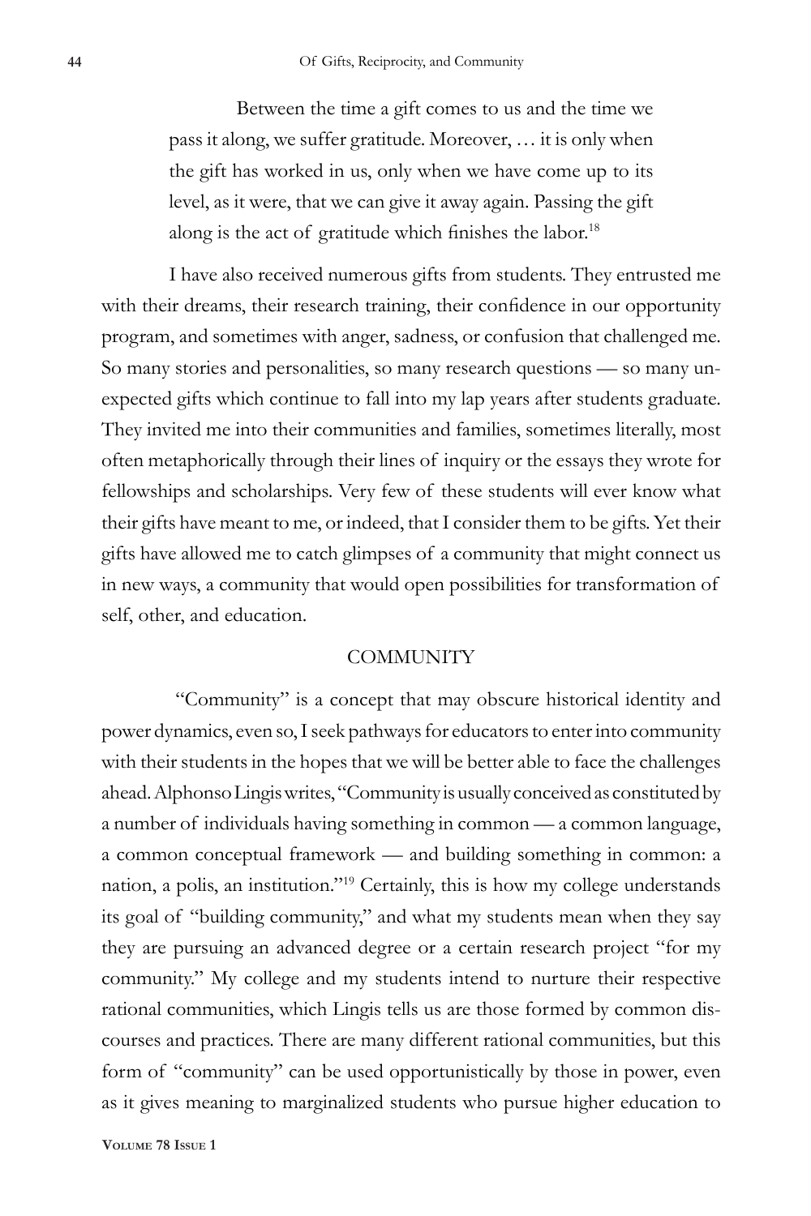> Between the time a gift comes to us and the time we pass it along, we suffer gratitude. Moreover, … it is only when the gift has worked in us, only when we have come up to its level, as it were, that we can give it away again. Passing the gift along is the act of gratitude which finishes the labor.[18]

I have also received numerous gifts from students. They entrusted me with their dreams, their research training, their confidence in our opportunity program, and sometimes with anger, sadness, or confusion that challenged me. So many stories and personalities, so many research questions — so many unexpected gifts which continue to fall into my lap years after students graduate. They invited me into their communities and families, sometimes literally, most often metaphorically through their lines of inquiry or the essays they wrote for fellowships and scholarships. Very few of these students will ever know what their gifts have meant to me, or indeed, that I consider them to be gifts. Yet their gifts have allowed me to catch glimpses of a community that might connect us in new ways, a community that would open possibilities for transformation of self, other, and education.

## COMMUNITY

"Community" is a concept that may obscure historical identity and power dynamics, even so, I seek pathways for educators to enter into community with their students in the hopes that we will be better able to face the challenges ahead. Alphonso Lingis writes, "Community is usually conceived as constituted by a number of individuals having something in common — a common language, a common conceptual framework — and building something in common: a nation, a polis, an institution."[19] Certainly, this is how my college understands its goal of "building community," and what my students mean when they say they are pursuing an advanced degree or a certain research project "for my community." My college and my students intend to nurture their respective rational communities, which Lingis tells us are those formed by common discourses and practices. There are many different rational communities, but this form of "community" can be used opportunistically by those in power, even as it gives meaning to marginalized students who pursue higher education to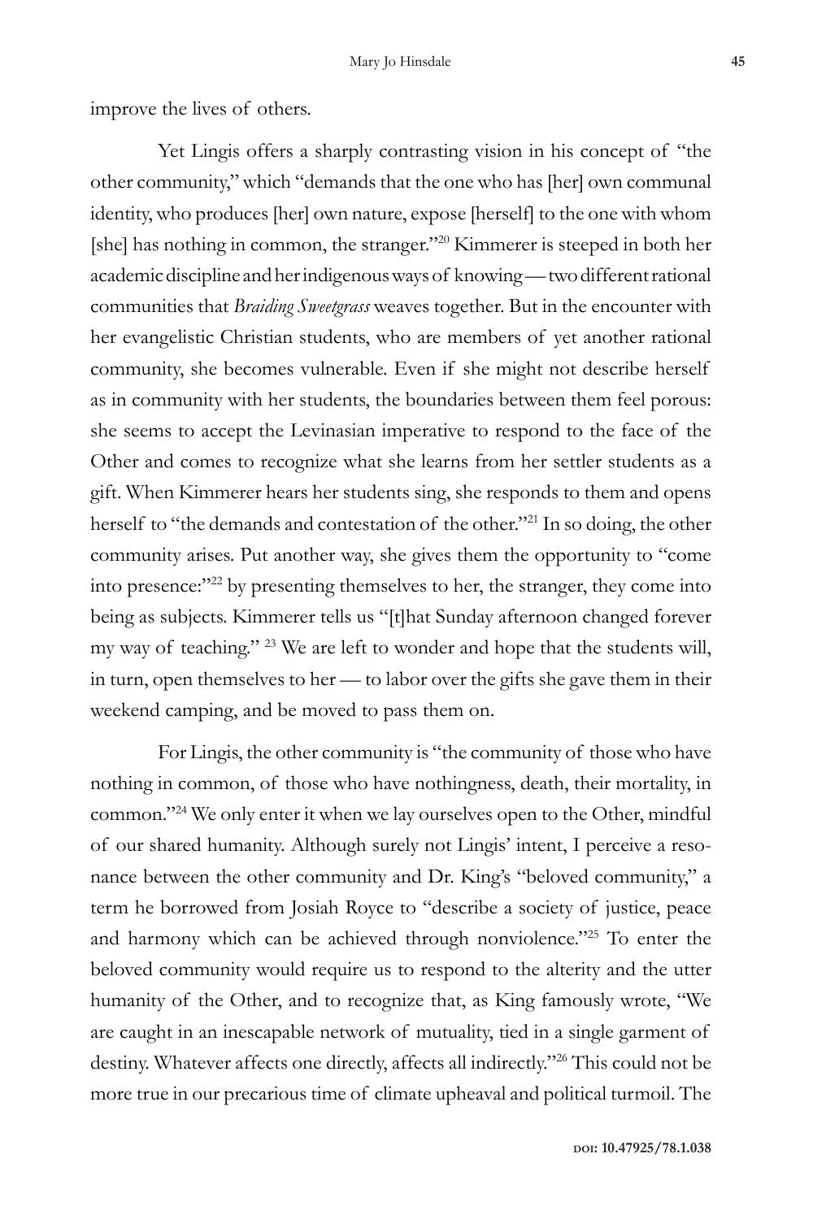improve the lives of others.

Yet Lingis offers a sharply contrasting vision in his concept of "the other community," which "demands that the one who has [her] own communal identity, who produces [her] own nature, expose [herself] to the one with whom [she] has nothing in common, the stranger."[20] Kimmerer is steeped in both her academic discipline and her indigenous ways of knowing — two different rational communities that *Braiding Sweetgrass* weaves together. But in the encounter with her evangelistic Christian students, who are members of yet another rational community, she becomes vulnerable. Even if she might not describe herself as in community with her students, the boundaries between them feel porous: she seems to accept the Levinasian imperative to respond to the face of the Other and comes to recognize what she learns from her settler students as a gift. When Kimmerer hears her students sing, she responds to them and opens herself to "the demands and contestation of the other."[21] In so doing, the other community arises. Put another way, she gives them the opportunity to "come into presence:"[22] by presenting themselves to her, the stranger, they come into being as subjects. Kimmerer tells us "[t]hat Sunday afternoon changed forever my way of teaching." [23] We are left to wonder and hope that the students will, in turn, open themselves to her — to labor over the gifts she gave them in their weekend camping, and be moved to pass them on.

For Lingis, the other community is "the community of those who have nothing in common, of those who have nothingness, death, their mortality, in common."[24] We only enter it when we lay ourselves open to the Other, mindful of our shared humanity. Although surely not Lingis' intent, I perceive a resonance between the other community and Dr. King's "beloved community," a term he borrowed from Josiah Royce to "describe a society of justice, peace and harmony which can be achieved through nonviolence."[25] To enter the beloved community would require us to respond to the alterity and the utter humanity of the Other, and to recognize that, as King famously wrote, "We are caught in an inescapable network of mutuality, tied in a single garment of destiny. Whatever affects one directly, affects all indirectly."[26] This could not be more true in our precarious time of climate upheaval and political turmoil. The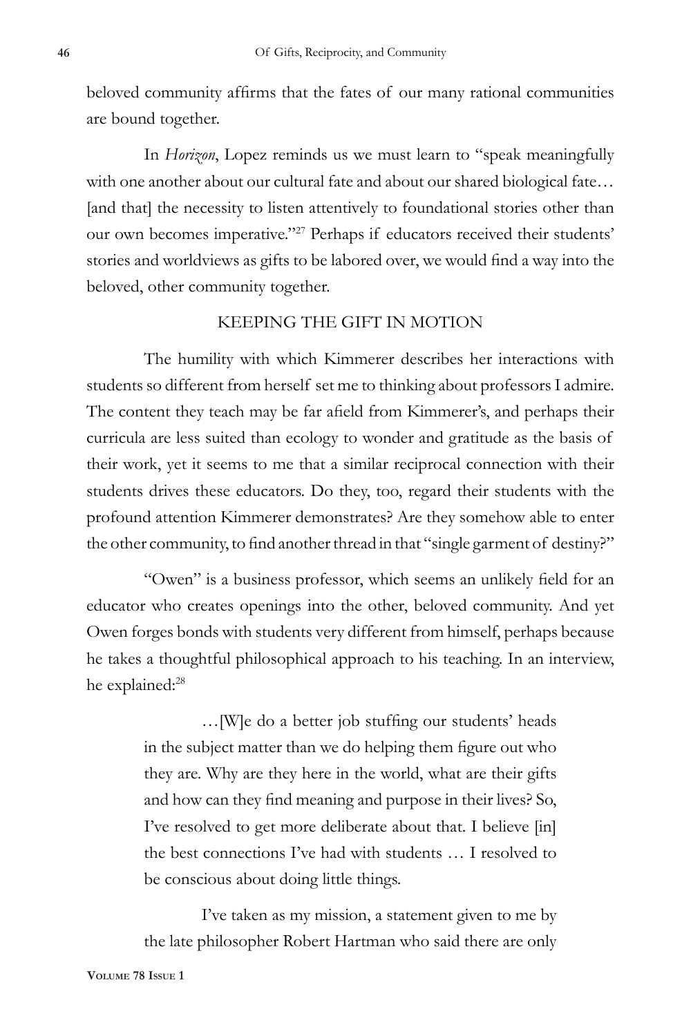beloved community affirms that the fates of our many rational communities are bound together.

In *Horizon*, Lopez reminds us we must learn to "speak meaningfully with one another about our cultural fate and about our shared biological fate… [and that] the necessity to listen attentively to foundational stories other than our own becomes imperative."[27] Perhaps if educators received their students' stories and worldviews as gifts to be labored over, we would find a way into the beloved, other community together.

## KEEPING THE GIFT IN MOTION

The humility with which Kimmerer describes her interactions with students so different from herself set me to thinking about professors I admire. The content they teach may be far afield from Kimmerer's, and perhaps their curricula are less suited than ecology to wonder and gratitude as the basis of their work, yet it seems to me that a similar reciprocal connection with their students drives these educators. Do they, too, regard their students with the profound attention Kimmerer demonstrates? Are they somehow able to enter the other community, to find another thread in that "single garment of destiny?"

"Owen" is a business professor, which seems an unlikely field for an educator who creates openings into the other, beloved community. And yet Owen forges bonds with students very different from himself, perhaps because he takes a thoughtful philosophical approach to his teaching. In an interview, he explained:[28]

> …[W]e do a better job stuffing our students' heads in the subject matter than we do helping them figure out who they are. Why are they here in the world, what are their gifts and how can they find meaning and purpose in their lives? So, I've resolved to get more deliberate about that. I believe [in] the best connections I've had with students … I resolved to be conscious about doing little things.
>
> I've taken as my mission, a statement given to me by the late philosopher Robert Hartman who said there are only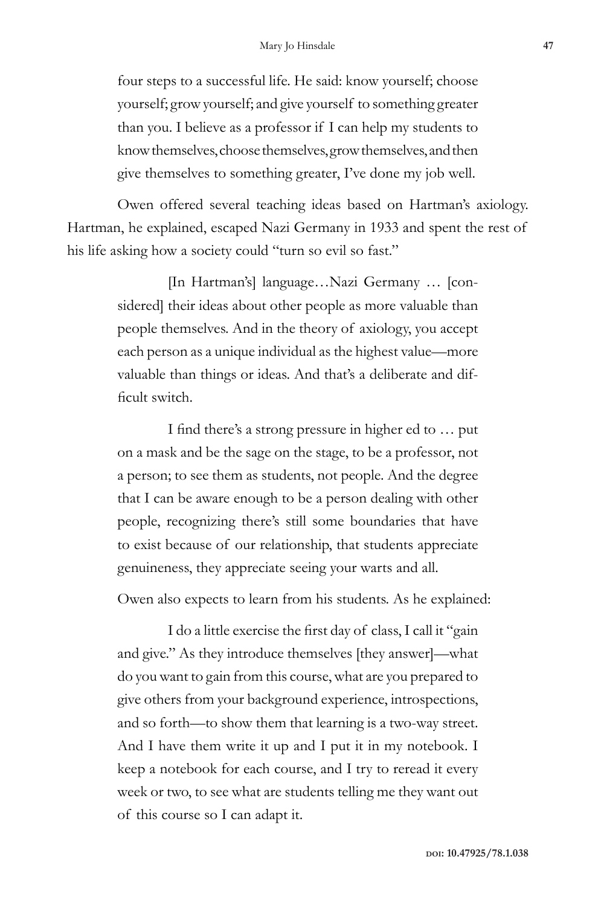four steps to a successful life. He said: know yourself; choose yourself; grow yourself; and give yourself to something greater than you. I believe as a professor if I can help my students to know themselves, choose themselves, grow themselves, and then give themselves to something greater, I've done my job well.

Owen offered several teaching ideas based on Hartman's axiology. Hartman, he explained, escaped Nazi Germany in 1933 and spent the rest of his life asking how a society could "turn so evil so fast."

> [In Hartman's] language…Nazi Germany … [considered] their ideas about other people as more valuable than people themselves. And in the theory of axiology, you accept each person as a unique individual as the highest value—more valuable than things or ideas. And that's a deliberate and difficult switch.
>
> I find there's a strong pressure in higher ed to … put on a mask and be the sage on the stage, to be a professor, not a person; to see them as students, not people. And the degree that I can be aware enough to be a person dealing with other people, recognizing there's still some boundaries that have to exist because of our relationship, that students appreciate genuineness, they appreciate seeing your warts and all.

Owen also expects to learn from his students. As he explained:

> I do a little exercise the first day of class, I call it "gain and give." As they introduce themselves [they answer]—what do you want to gain from this course, what are you prepared to give others from your background experience, introspections, and so forth—to show them that learning is a two-way street. And I have them write it up and I put it in my notebook. I keep a notebook for each course, and I try to reread it every week or two, to see what are students telling me they want out of this course so I can adapt it.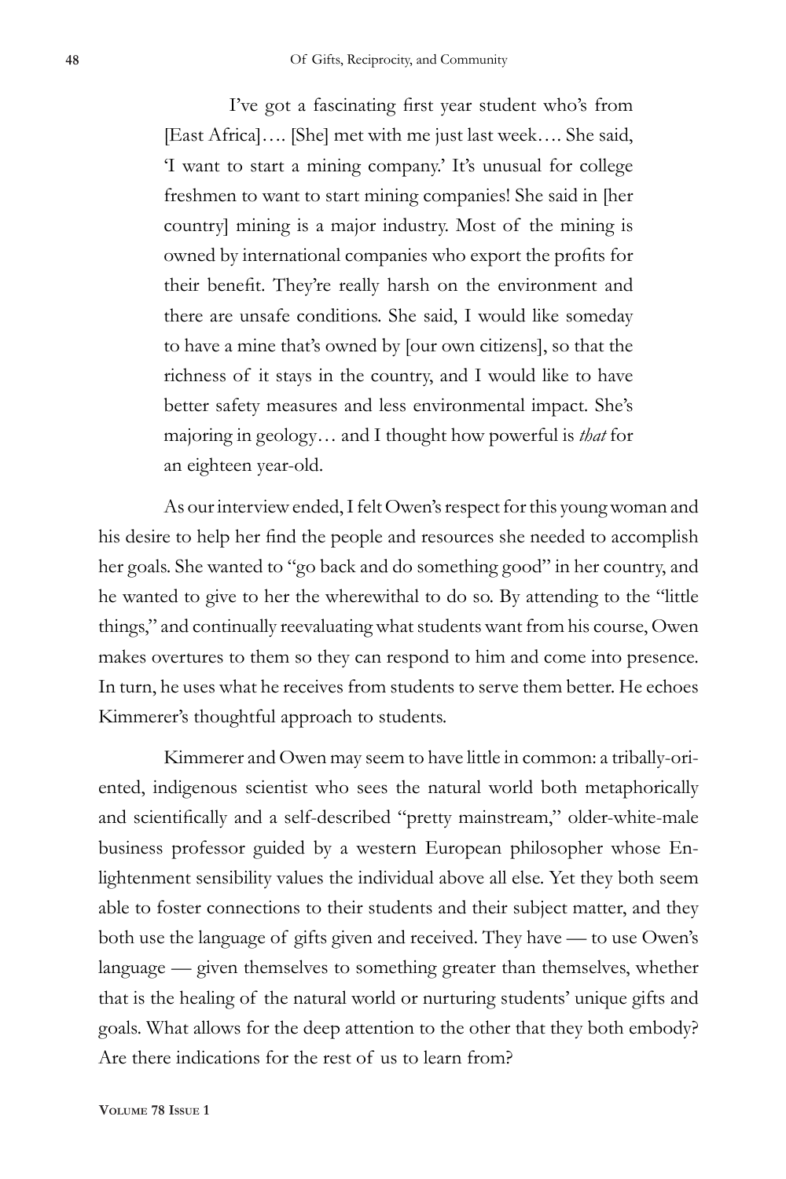> I've got a fascinating first year student who's from [East Africa]…. [She] met with me just last week…. She said, 'I want to start a mining company.' It's unusual for college freshmen to want to start mining companies! She said in [her country] mining is a major industry. Most of the mining is owned by international companies who export the profits for their benefit. They're really harsh on the environment and there are unsafe conditions. She said, I would like someday to have a mine that's owned by [our own citizens], so that the richness of it stays in the country, and I would like to have better safety measures and less environmental impact. She's majoring in geology… and I thought how powerful is *that* for an eighteen year-old.

As our interview ended, I felt Owen's respect for this young woman and his desire to help her find the people and resources she needed to accomplish her goals. She wanted to "go back and do something good" in her country, and he wanted to give to her the wherewithal to do so. By attending to the "little things," and continually reevaluating what students want from his course, Owen makes overtures to them so they can respond to him and come into presence. In turn, he uses what he receives from students to serve them better. He echoes Kimmerer's thoughtful approach to students.

Kimmerer and Owen may seem to have little in common: a tribally-oriented, indigenous scientist who sees the natural world both metaphorically and scientifically and a self-described "pretty mainstream," older-white-male business professor guided by a western European philosopher whose Enlightenment sensibility values the individual above all else. Yet they both seem able to foster connections to their students and their subject matter, and they both use the language of gifts given and received. They have — to use Owen's language — given themselves to something greater than themselves, whether that is the healing of the natural world or nurturing students' unique gifts and goals. What allows for the deep attention to the other that they both embody? Are there indications for the rest of us to learn from?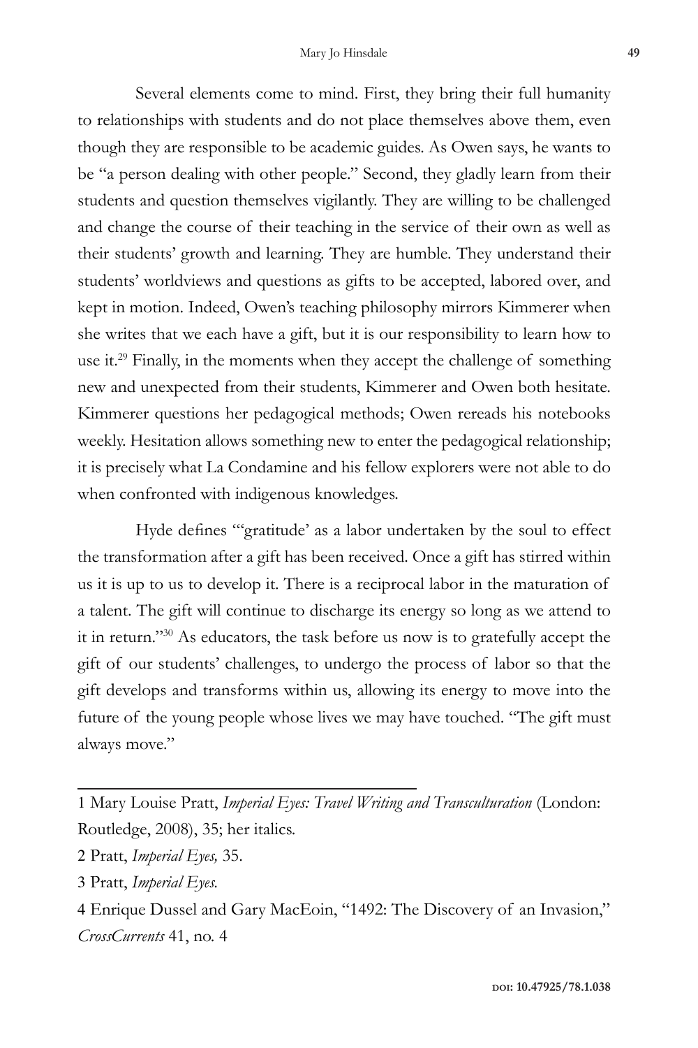Several elements come to mind. First, they bring their full humanity to relationships with students and do not place themselves above them, even though they are responsible to be academic guides. As Owen says, he wants to be "a person dealing with other people." Second, they gladly learn from their students and question themselves vigilantly. They are willing to be challenged and change the course of their teaching in the service of their own as well as their students' growth and learning. They are humble. They understand their students' worldviews and questions as gifts to be accepted, labored over, and kept in motion. Indeed, Owen's teaching philosophy mirrors Kimmerer when she writes that we each have a gift, but it is our responsibility to learn how to use it.[29] Finally, in the moments when they accept the challenge of something new and unexpected from their students, Kimmerer and Owen both hesitate. Kimmerer questions her pedagogical methods; Owen rereads his notebooks weekly. Hesitation allows something new to enter the pedagogical relationship; it is precisely what La Condamine and his fellow explorers were not able to do when confronted with indigenous knowledges.

Hyde defines "'gratitude' as a labor undertaken by the soul to effect the transformation after a gift has been received. Once a gift has stirred within us it is up to us to develop it. There is a reciprocal labor in the maturation of a talent. The gift will continue to discharge its energy so long as we attend to it in return."[30] As educators, the task before us now is to gratefully accept the gift of our students' challenges, to undergo the process of labor so that the gift develops and transforms within us, allowing its energy to move into the future of the young people whose lives we may have touched. "The gift must always move."

---

1 Mary Louise Pratt, *Imperial Eyes: Travel Writing and Transculturation* (London: Routledge, 2008), 35; her italics.

2 Pratt, *Imperial Eyes,* 35.

3 Pratt, *Imperial Eyes.*

4 Enrique Dussel and Gary MacEoin, "1492: The Discovery of an Invasion," *CrossCurrents* 41, no. 4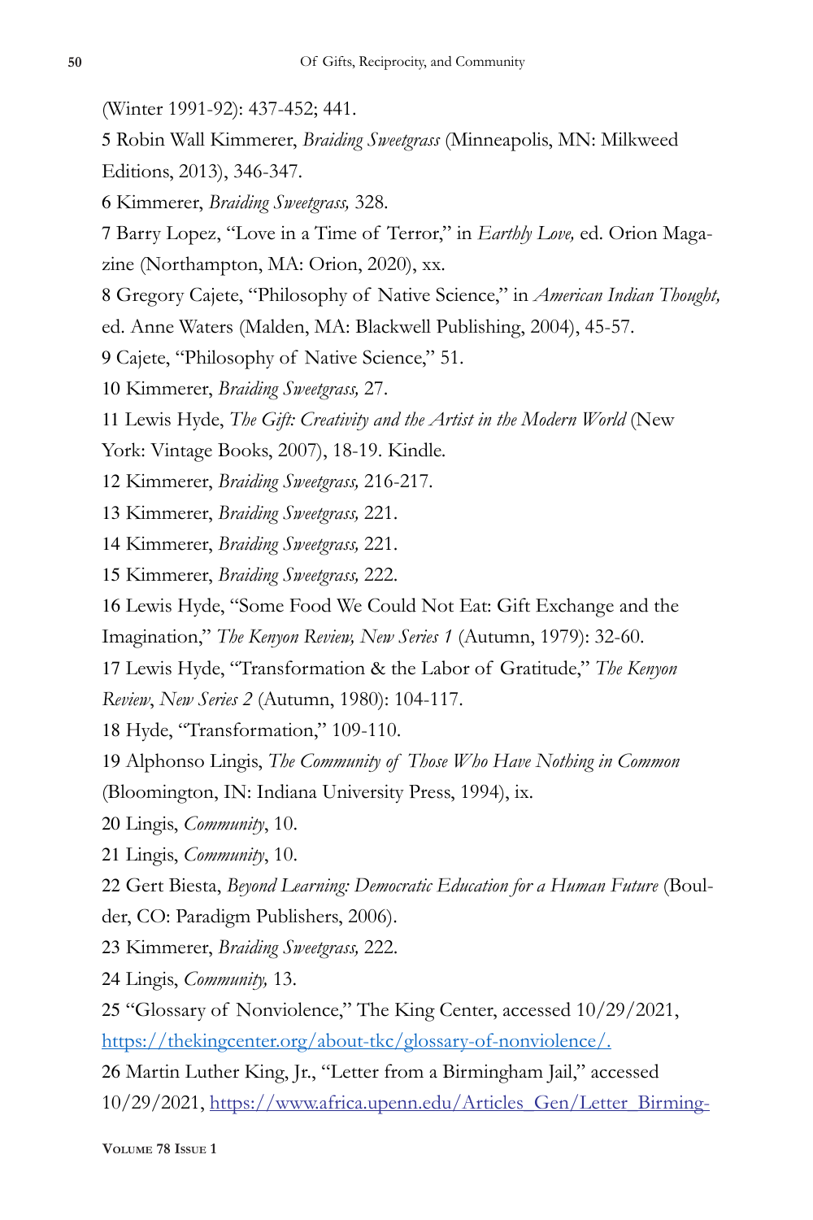(Winter 1991-92): 437-452; 441.

5 Robin Wall Kimmerer, *Braiding Sweetgrass* (Minneapolis, MN: Milkweed Editions, 2013), 346-347.

6 Kimmerer, *Braiding Sweetgrass,* 328.

7 Barry Lopez, "Love in a Time of Terror," in *Earthly Love,* ed. Orion Magazine (Northampton, MA: Orion, 2020), xx.

8 Gregory Cajete, "Philosophy of Native Science," in *American Indian Thought,* ed. Anne Waters (Malden, MA: Blackwell Publishing, 2004), 45-57.

9 Cajete, "Philosophy of Native Science," 51.

10 Kimmerer, *Braiding Sweetgrass,* 27.

11 Lewis Hyde, *The Gift: Creativity and the Artist in the Modern World* (New York: Vintage Books, 2007), 18-19. Kindle.

12 Kimmerer, *Braiding Sweetgrass,* 216-217.

13 Kimmerer, *Braiding Sweetgrass,* 221.

14 Kimmerer, *Braiding Sweetgrass,* 221.

15 Kimmerer, *Braiding Sweetgrass,* 222.

16 Lewis Hyde, "Some Food We Could Not Eat: Gift Exchange and the Imagination," *The Kenyon Review, New Series 1* (Autumn, 1979): 32-60.

17 Lewis Hyde, "Transformation & the Labor of Gratitude," *The Kenyon Review*, *New Series 2* (Autumn, 1980): 104-117.

18 Hyde, "Transformation," 109-110.

19 Alphonso Lingis, *The Community of Those Who Have Nothing in Common* (Bloomington, IN: Indiana University Press, 1994), ix.

20 Lingis, *Community*, 10.

21 Lingis, *Community*, 10.

22 Gert Biesta, *Beyond Learning: Democratic Education for a Human Future* (Boulder, CO: Paradigm Publishers, 2006).

23 Kimmerer, *Braiding Sweetgrass,* 222.

24 Lingis, *Community,* 13.

25 "Glossary of Nonviolence," The King Center, accessed 10/29/2021, https://thekingcenter.org/about-tkc/glossary-of-nonviolence/.

26 Martin Luther King, Jr., "Letter from a Birmingham Jail," accessed 10/29/2021, https://www.africa.upenn.edu/Articles_Gen/Letter_Birming-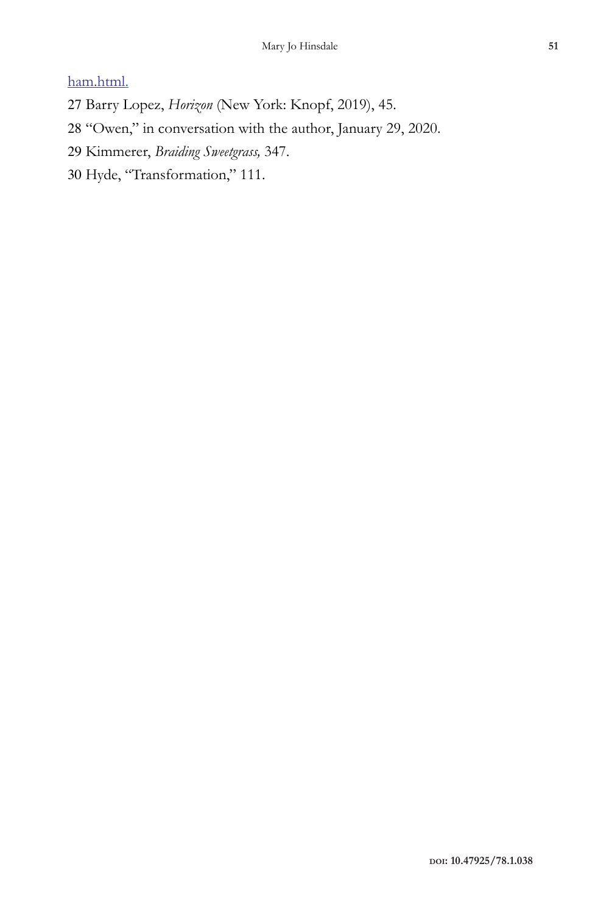ham.html.

27 Barry Lopez, *Horizon* (New York: Knopf, 2019), 45.

28 "Owen," in conversation with the author, January 29, 2020.

29 Kimmerer, *Braiding Sweetgrass,* 347.

30 Hyde, "Transformation," 111.